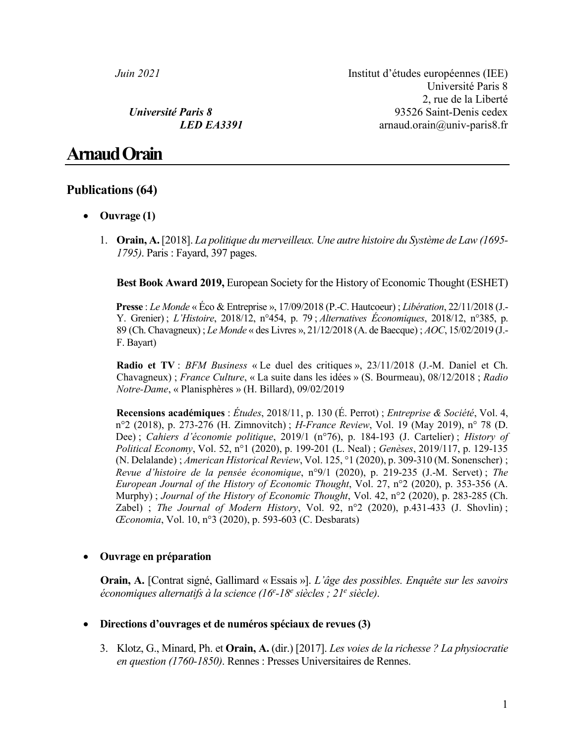*Juin 2021*

***Université Paris 8***
***LED EA3391***

Institut d'études européennes (IEE)
Université Paris 8
2, rue de la Liberté
93526 Saint-Denis cedex
arnaud.orain@univ-paris8.fr

# Arnaud Orain

## Publications (64)

- **Ouvrage (1)**

1. **Orain, A.** [2018]. *La politique du merveilleux. Une autre histoire du Système de Law (1695-1795)*. Paris : Fayard, 397 pages.

   **Best Book Award 2019,** European Society for the History of Economic Thought (ESHET)

   **Presse** : *Le Monde* « Éco & Entreprise », 17/09/2018 (P.-C. Hautcoeur) ; *Libération*, 22/11/2018 (J.-Y. Grenier) ; *L'Histoire*, 2018/12, n°454, p. 79 ; *Alternatives Économiques*, 2018/12, n°385, p. 89 (Ch. Chavagneux) ; *Le Monde* « des Livres », 21/12/2018 (A. de Baecque) ; *AOC*, 15/02/2019 (J.-F. Bayart)

   **Radio et TV** : *BFM Business* « Le duel des critiques », 23/11/2018 (J.-M. Daniel et Ch. Chavagneux) ; *France Culture*, « La suite dans les idées » (S. Bourmeau), 08/12/2018 ; *Radio Notre-Dame*, « Planisphères » (H. Billard), 09/02/2019

   **Recensions académiques** : *Études*, 2018/11, p. 130 (É. Perrot) ; *Entreprise & Société*, Vol. 4, n°2 (2018), p. 273-276 (H. Zimnovitch) ; *H-France Review*, Vol. 19 (May 2019), n° 78 (D. Dee) ; *Cahiers d'économie politique*, 2019/1 (n°76), p. 184-193 (J. Cartelier) ; *History of Political Economy*, Vol. 52, n°1 (2020), p. 199-201 (L. Neal) ; *Genèses*, 2019/117, p. 129-135 (N. Delalande) ; *American Historical Review*, Vol. 125, °1 (2020), p. 309-310 (M. Sonenscher) ; *Revue d'histoire de la pensée économique*, n°9/1 (2020), p. 219-235 (J.-M. Servet) ; *The European Journal of the History of Economic Thought*, Vol. 27, n°2 (2020), p. 353-356 (A. Murphy) ; *Journal of the History of Economic Thought*, Vol. 42, n°2 (2020), p. 283-285 (Ch. Zabel) ; *The Journal of Modern History*, Vol. 92, n°2 (2020), p.431-433 (J. Shovlin) ; *Œconomia*, Vol. 10, n°3 (2020), p. 593-603 (C. Desbarats)

- **Ouvrage en préparation**

   **Orain, A.** [Contrat signé, Gallimard « Essais »]. *L'âge des possibles. Enquête sur les savoirs économiques alternatifs à la science (16e-18e siècles ; 21e siècle)*.

- **Directions d'ouvrages et de numéros spéciaux de revues (3)**

3. Klotz, G., Minard, Ph. et **Orain, A.** (dir.) [2017]. *Les voies de la richesse ? La physiocratie en question (1760-1850)*. Rennes : Presses Universitaires de Rennes.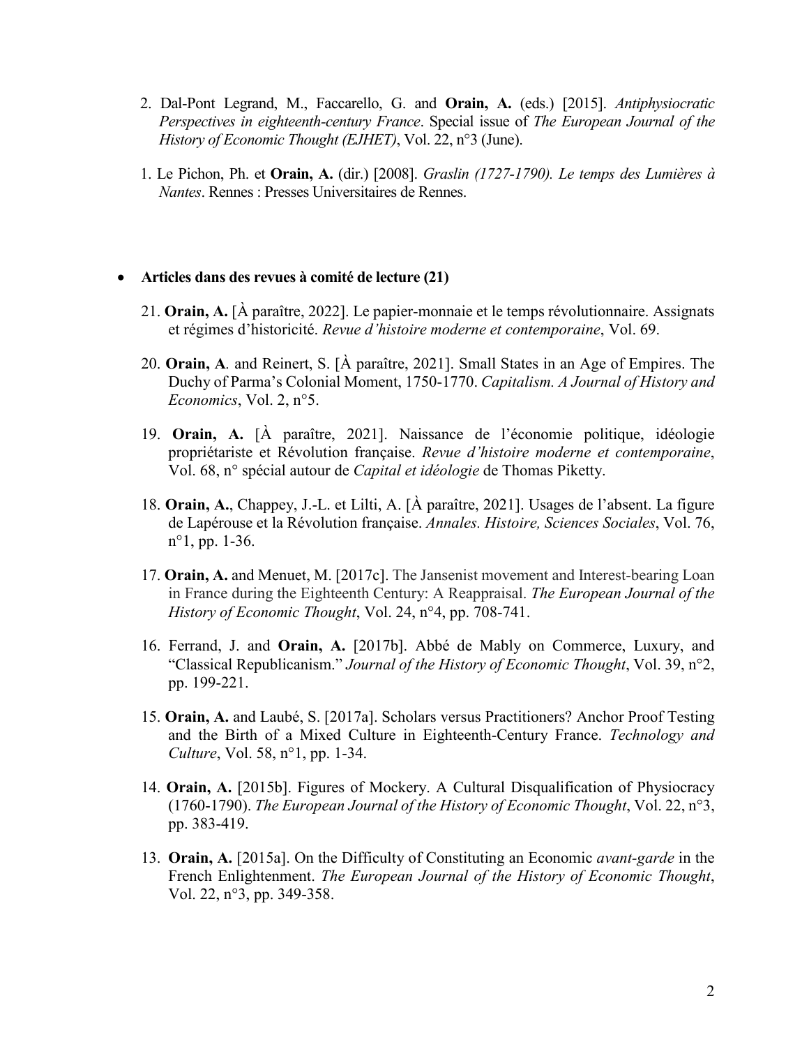2. Dal-Pont Legrand, M., Faccarello, G. and **Orain, A.** (eds.) [2015]. *Antiphysiocratic Perspectives in eighteenth-century France*. Special issue of *The European Journal of the History of Economic Thought (EJHET)*, Vol. 22, n°3 (June).

1. Le Pichon, Ph. et **Orain, A.** (dir.) [2008]. *Graslin (1727-1790). Le temps des Lumières à Nantes*. Rennes : Presses Universitaires de Rennes.

- **Articles dans des revues à comité de lecture (21)**

21. **Orain, A.** [À paraître, 2022]. Le papier-monnaie et le temps révolutionnaire. Assignats et régimes d'historicité. *Revue d'histoire moderne et contemporaine*, Vol. 69.

20. **Orain, A**. and Reinert, S. [À paraître, 2021]. Small States in an Age of Empires. The Duchy of Parma's Colonial Moment, 1750-1770. *Capitalism. A Journal of History and Economics*, Vol. 2, n°5.

19. **Orain, A.** [À paraître, 2021]. Naissance de l'économie politique, idéologie propriétariste et Révolution française. *Revue d'histoire moderne et contemporaine*, Vol. 68, n° spécial autour de *Capital et idéologie* de Thomas Piketty.

18. **Orain, A.**, Chappey, J.-L. et Lilti, A. [À paraître, 2021]. Usages de l'absent. La figure de Lapérouse et la Révolution française. *Annales. Histoire, Sciences Sociales*, Vol. 76, n°1, pp. 1-36.

17. **Orain, A.** and Menuet, M. [2017c]. The Jansenist movement and Interest-bearing Loan in France during the Eighteenth Century: A Reappraisal. *The European Journal of the History of Economic Thought*, Vol. 24, n°4, pp. 708-741.

16. Ferrand, J. and **Orain, A.** [2017b]. Abbé de Mably on Commerce, Luxury, and "Classical Republicanism." *Journal of the History of Economic Thought*, Vol. 39, n°2, pp. 199-221.

15. **Orain, A.** and Laubé, S. [2017a]. Scholars versus Practitioners? Anchor Proof Testing and the Birth of a Mixed Culture in Eighteenth-Century France. *Technology and Culture*, Vol. 58, n°1, pp. 1-34.

14. **Orain, A.** [2015b]. Figures of Mockery. A Cultural Disqualification of Physiocracy (1760-1790). *The European Journal of the History of Economic Thought*, Vol. 22, n°3, pp. 383-419.

13. **Orain, A.** [2015a]. On the Difficulty of Constituting an Economic *avant-garde* in the French Enlightenment. *The European Journal of the History of Economic Thought*, Vol. 22, n°3, pp. 349-358.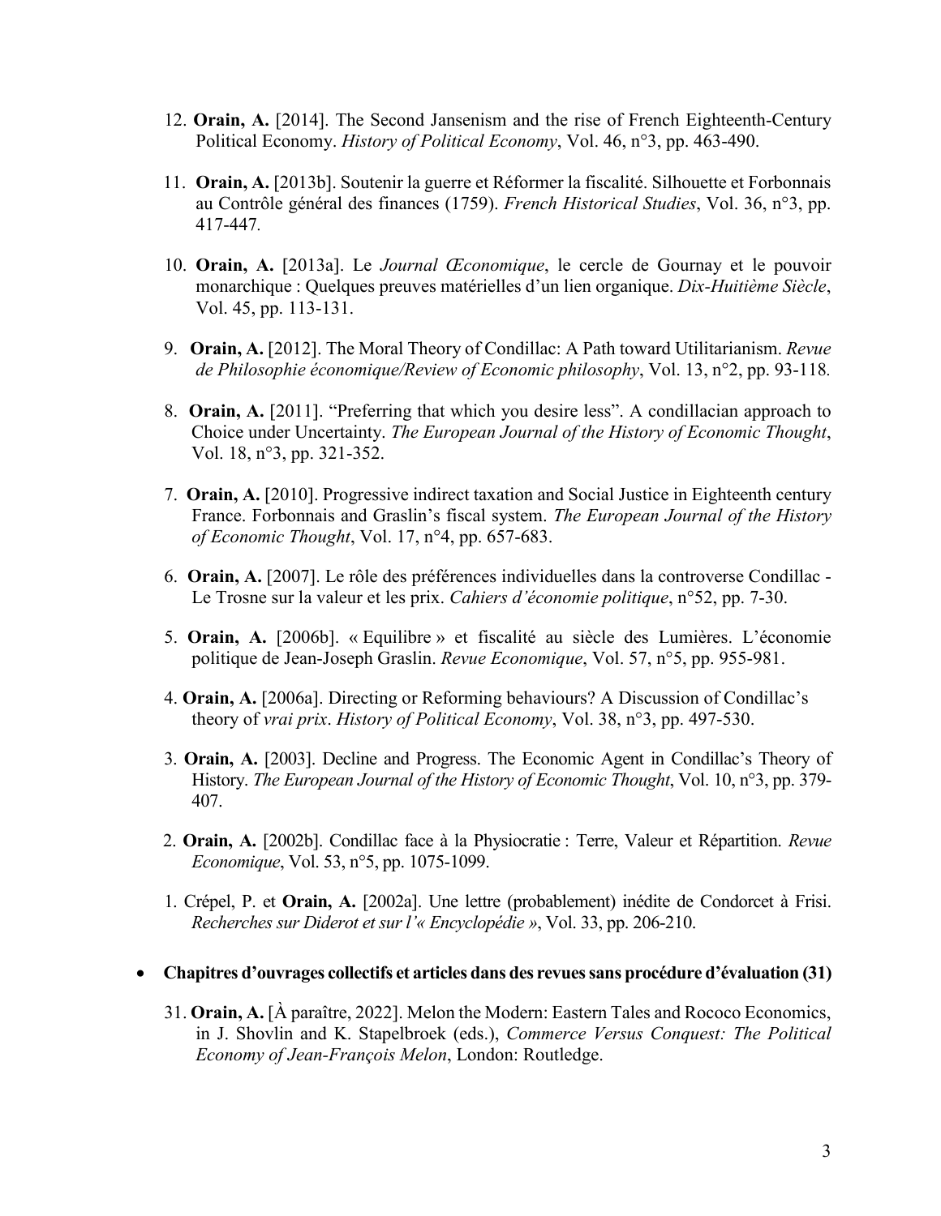12. **Orain, A.** [2014]. The Second Jansenism and the rise of French Eighteenth-Century Political Economy. *History of Political Economy*, Vol. 46, n°3, pp. 463-490.

11. **Orain, A.** [2013b]. Soutenir la guerre et Réformer la fiscalité. Silhouette et Forbonnais au Contrôle général des finances (1759). *French Historical Studies*, Vol. 36, n°3, pp. 417-447.

10. **Orain, A.** [2013a]. Le *Journal Œconomique*, le cercle de Gournay et le pouvoir monarchique : Quelques preuves matérielles d'un lien organique. *Dix-Huitième Siècle*, Vol. 45, pp. 113-131.

9. **Orain, A.** [2012]. The Moral Theory of Condillac: A Path toward Utilitarianism. *Revue de Philosophie économique/Review of Economic philosophy*, Vol. 13, n°2, pp. 93-118.

8. **Orain, A.** [2011]. "Preferring that which you desire less". A condillacian approach to Choice under Uncertainty. *The European Journal of the History of Economic Thought*, Vol. 18, n°3, pp. 321-352.

7. **Orain, A.** [2010]. Progressive indirect taxation and Social Justice in Eighteenth century France. Forbonnais and Graslin's fiscal system. *The European Journal of the History of Economic Thought*, Vol. 17, n°4, pp. 657-683.

6. **Orain, A.** [2007]. Le rôle des préférences individuelles dans la controverse Condillac - Le Trosne sur la valeur et les prix. *Cahiers d'économie politique*, n°52, pp. 7-30.

5. **Orain, A.** [2006b]. « Equilibre » et fiscalité au siècle des Lumières. L'économie politique de Jean-Joseph Graslin. *Revue Economique*, Vol. 57, n°5, pp. 955-981.

4. **Orain, A.** [2006a]. Directing or Reforming behaviours? A Discussion of Condillac's theory of *vrai prix*. *History of Political Economy*, Vol. 38, n°3, pp. 497-530.

3. **Orain, A.** [2003]. Decline and Progress. The Economic Agent in Condillac's Theory of History. *The European Journal of the History of Economic Thought*, Vol. 10, n°3, pp. 379-407.

2. **Orain, A.** [2002b]. Condillac face à la Physiocratie : Terre, Valeur et Répartition. *Revue Economique*, Vol. 53, n°5, pp. 1075-1099.

1. Crépel, P. et **Orain, A.** [2002a]. Une lettre (probablement) inédite de Condorcet à Frisi. *Recherches sur Diderot et sur l'« Encyclopédie »*, Vol. 33, pp. 206-210.

- **Chapitres d'ouvrages collectifs et articles dans des revues sans procédure d'évaluation (31)**

31. **Orain, A.** [À paraître, 2022]. Melon the Modern: Eastern Tales and Rococo Economics, in J. Shovlin and K. Stapelbroek (eds.), *Commerce Versus Conquest: The Political Economy of Jean-François Melon*, London: Routledge.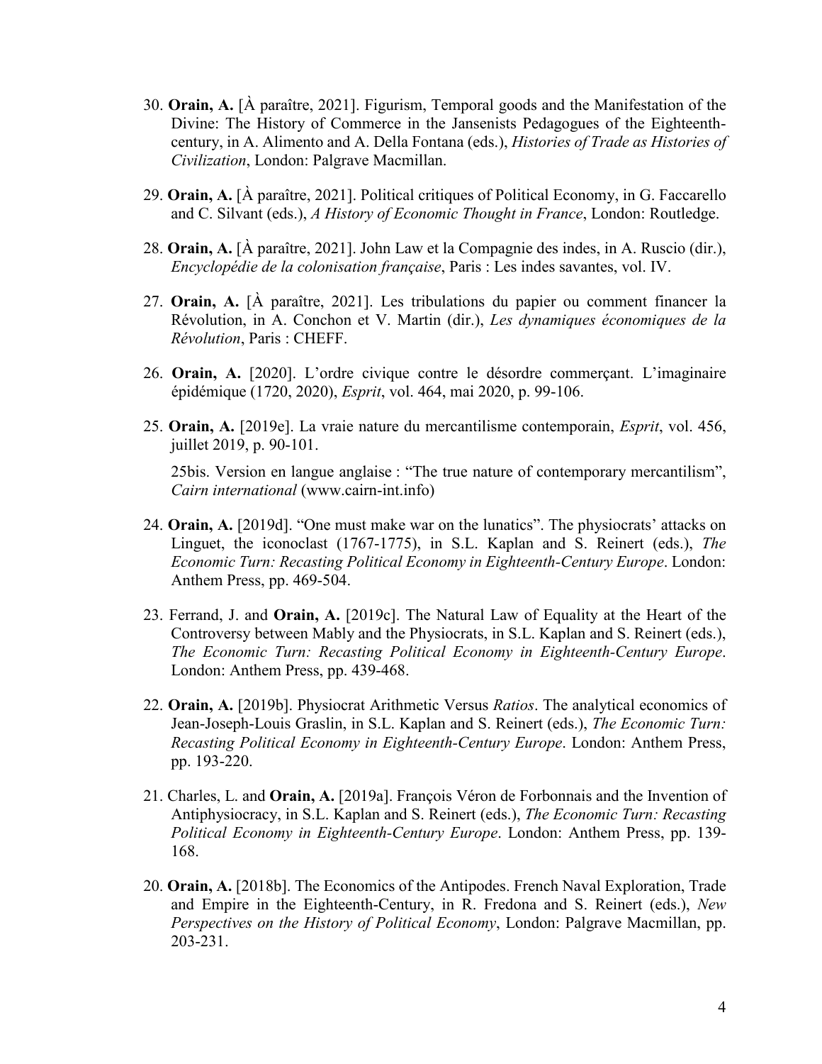30. **Orain, A.** [À paraître, 2021]. Figurism, Temporal goods and the Manifestation of the Divine: The History of Commerce in the Jansenists Pedagogues of the Eighteenth-century, in A. Alimento and A. Della Fontana (eds.), *Histories of Trade as Histories of Civilization*, London: Palgrave Macmillan.

29. **Orain, A.** [À paraître, 2021]. Political critiques of Political Economy, in G. Faccarello and C. Silvant (eds.), *A History of Economic Thought in France*, London: Routledge.

28. **Orain, A.** [À paraître, 2021]. John Law et la Compagnie des indes, in A. Ruscio (dir.), *Encyclopédie de la colonisation française*, Paris : Les indes savantes, vol. IV.

27. **Orain, A.** [À paraître, 2021]. Les tribulations du papier ou comment financer la Révolution, in A. Conchon et V. Martin (dir.), *Les dynamiques économiques de la Révolution*, Paris : CHEFF.

26. **Orain, A.** [2020]. L'ordre civique contre le désordre commerçant. L'imaginaire épidémique (1720, 2020), *Esprit*, vol. 464, mai 2020, p. 99-106.

25. **Orain, A.** [2019e]. La vraie nature du mercantilisme contemporain, *Esprit*, vol. 456, juillet 2019, p. 90-101.

    25bis. Version en langue anglaise : "The true nature of contemporary mercantilism", *Cairn international* (www.cairn-int.info)

24. **Orain, A.** [2019d]. "One must make war on the lunatics". The physiocrats' attacks on Linguet, the iconoclast (1767-1775), in S.L. Kaplan and S. Reinert (eds.), *The Economic Turn: Recasting Political Economy in Eighteenth-Century Europe*. London: Anthem Press, pp. 469-504.

23. Ferrand, J. and **Orain, A.** [2019c]. The Natural Law of Equality at the Heart of the Controversy between Mably and the Physiocrats, in S.L. Kaplan and S. Reinert (eds.), *The Economic Turn: Recasting Political Economy in Eighteenth-Century Europe*. London: Anthem Press, pp. 439-468.

22. **Orain, A.** [2019b]. Physiocrat Arithmetic Versus *Ratios*. The analytical economics of Jean-Joseph-Louis Graslin, in S.L. Kaplan and S. Reinert (eds.), *The Economic Turn: Recasting Political Economy in Eighteenth-Century Europe*. London: Anthem Press, pp. 193-220.

21. Charles, L. and **Orain, A.** [2019a]. François Véron de Forbonnais and the Invention of Antiphysiocracy, in S.L. Kaplan and S. Reinert (eds.), *The Economic Turn: Recasting Political Economy in Eighteenth-Century Europe*. London: Anthem Press, pp. 139-168.

20. **Orain, A.** [2018b]. The Economics of the Antipodes. French Naval Exploration, Trade and Empire in the Eighteenth-Century, in R. Fredona and S. Reinert (eds.), *New Perspectives on the History of Political Economy*, London: Palgrave Macmillan, pp. 203-231.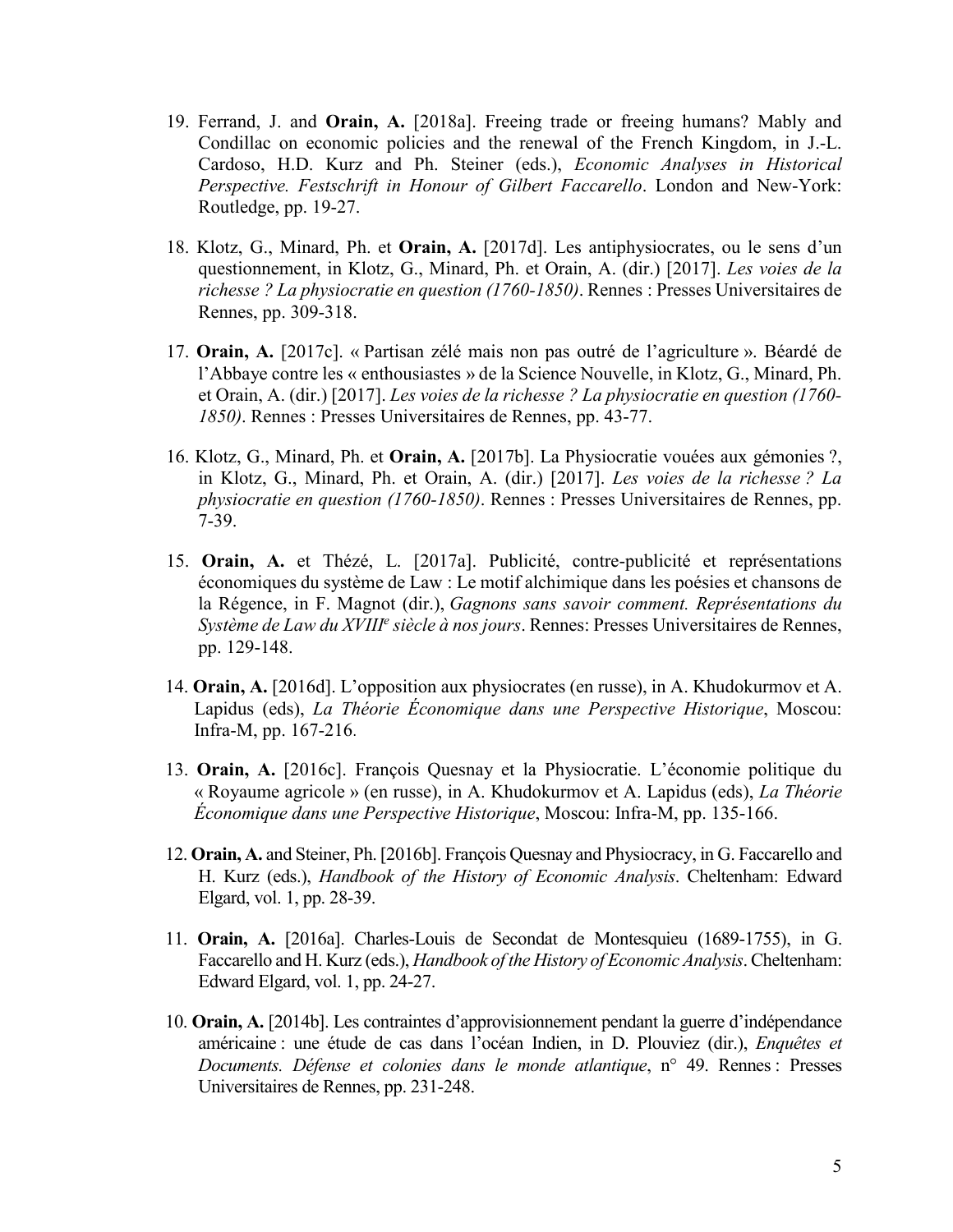19. Ferrand, J. and **Orain, A.** [2018a]. Freeing trade or freeing humans? Mably and Condillac on economic policies and the renewal of the French Kingdom, in J.-L. Cardoso, H.D. Kurz and Ph. Steiner (eds.), *Economic Analyses in Historical Perspective. Festschrift in Honour of Gilbert Faccarello*. London and New-York: Routledge, pp. 19-27.

18. Klotz, G., Minard, Ph. et **Orain, A.** [2017d]. Les antiphysiocrates, ou le sens d'un questionnement, in Klotz, G., Minard, Ph. et Orain, A. (dir.) [2017]. *Les voies de la richesse ? La physiocratie en question (1760-1850)*. Rennes : Presses Universitaires de Rennes, pp. 309-318.

17. **Orain, A.** [2017c]. « Partisan zélé mais non pas outré de l'agriculture ». Béardé de l'Abbaye contre les « enthousiastes » de la Science Nouvelle, in Klotz, G., Minard, Ph. et Orain, A. (dir.) [2017]. *Les voies de la richesse ? La physiocratie en question (1760-1850)*. Rennes : Presses Universitaires de Rennes, pp. 43-77.

16. Klotz, G., Minard, Ph. et **Orain, A.** [2017b]. La Physiocratie vouées aux gémonies ?, in Klotz, G., Minard, Ph. et Orain, A. (dir.) [2017]. *Les voies de la richesse ? La physiocratie en question (1760-1850)*. Rennes : Presses Universitaires de Rennes, pp. 7-39.

15. **Orain, A.** et Thézé, L. [2017a]. Publicité, contre-publicité et représentations économiques du système de Law : Le motif alchimique dans les poésies et chansons de la Régence, in F. Magnot (dir.), *Gagnons sans savoir comment. Représentations du Système de Law du XVIII^e siècle à nos jours*. Rennes: Presses Universitaires de Rennes, pp. 129-148.

14. **Orain, A.** [2016d]. L'opposition aux physiocrates (en russe), in A. Khudokurmov et A. Lapidus (eds), *La Théorie Économique dans une Perspective Historique*, Moscou: Infra-M, pp. 167-216.

13. **Orain, A.** [2016c]. François Quesnay et la Physiocratie. L'économie politique du « Royaume agricole » (en russe), in A. Khudokurmov et A. Lapidus (eds), *La Théorie Économique dans une Perspective Historique*, Moscou: Infra-M, pp. 135-166.

12. **Orain, A.** and Steiner, Ph. [2016b]. François Quesnay and Physiocracy, in G. Faccarello and H. Kurz (eds.), *Handbook of the History of Economic Analysis*. Cheltenham: Edward Elgard, vol. 1, pp. 28-39.

11. **Orain, A.** [2016a]. Charles-Louis de Secondat de Montesquieu (1689-1755), in G. Faccarello and H. Kurz (eds.), *Handbook of the History of Economic Analysis*. Cheltenham: Edward Elgard, vol. 1, pp. 24-27.

10. **Orain, A.** [2014b]. Les contraintes d'approvisionnement pendant la guerre d'indépendance américaine : une étude de cas dans l'océan Indien, in D. Plouviez (dir.), *Enquêtes et Documents. Défense et colonies dans le monde atlantique*, n° 49. Rennes : Presses Universitaires de Rennes, pp. 231-248.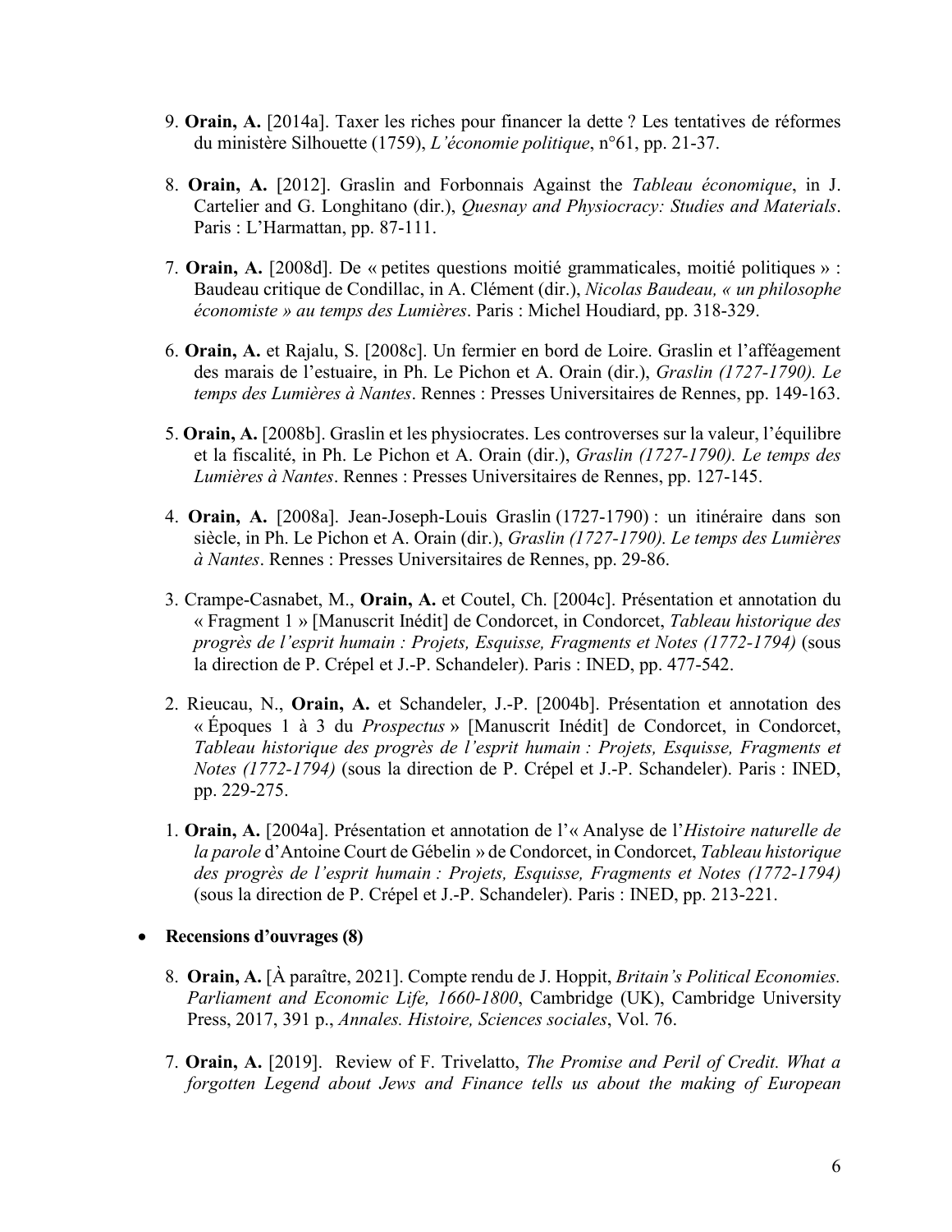9. **Orain, A.** [2014a]. Taxer les riches pour financer la dette ? Les tentatives de réformes du ministère Silhouette (1759), *L'économie politique*, n°61, pp. 21-37.

8. **Orain, A.** [2012]. Graslin and Forbonnais Against the *Tableau économique*, in J. Cartelier and G. Longhitano (dir.), *Quesnay and Physiocracy: Studies and Materials*. Paris : L'Harmattan, pp. 87-111.

7. **Orain, A.** [2008d]. De « petites questions moitié grammaticales, moitié politiques » : Baudeau critique de Condillac, in A. Clément (dir.), *Nicolas Baudeau, « un philosophe économiste » au temps des Lumières*. Paris : Michel Houdiard, pp. 318-329.

6. **Orain, A.** et Rajalu, S. [2008c]. Un fermier en bord de Loire. Graslin et l'afféagement des marais de l'estuaire, in Ph. Le Pichon et A. Orain (dir.), *Graslin (1727-1790). Le temps des Lumières à Nantes*. Rennes : Presses Universitaires de Rennes, pp. 149-163.

5. **Orain, A.** [2008b]. Graslin et les physiocrates. Les controverses sur la valeur, l'équilibre et la fiscalité, in Ph. Le Pichon et A. Orain (dir.), *Graslin (1727-1790). Le temps des Lumières à Nantes*. Rennes : Presses Universitaires de Rennes, pp. 127-145.

4. **Orain, A.** [2008a]. Jean-Joseph-Louis Graslin (1727-1790) : un itinéraire dans son siècle, in Ph. Le Pichon et A. Orain (dir.), *Graslin (1727-1790). Le temps des Lumières à Nantes*. Rennes : Presses Universitaires de Rennes, pp. 29-86.

3. Crampe-Casnabet, M., **Orain, A.** et Coutel, Ch. [2004c]. Présentation et annotation du « Fragment 1 » [Manuscrit Inédit] de Condorcet, in Condorcet, *Tableau historique des progrès de l'esprit humain : Projets, Esquisse, Fragments et Notes (1772-1794)* (sous la direction de P. Crépel et J.-P. Schandeler). Paris : INED, pp. 477-542.

2. Rieucau, N., **Orain, A.** et Schandeler, J.-P. [2004b]. Présentation et annotation des « Époques 1 à 3 du *Prospectus* » [Manuscrit Inédit] de Condorcet, in Condorcet, *Tableau historique des progrès de l'esprit humain : Projets, Esquisse, Fragments et Notes (1772-1794)* (sous la direction de P. Crépel et J.-P. Schandeler). Paris : INED, pp. 229-275.

1. **Orain, A.** [2004a]. Présentation et annotation de l'« Analyse de l'*Histoire naturelle de la parole* d'Antoine Court de Gébelin » de Condorcet, in Condorcet, *Tableau historique des progrès de l'esprit humain : Projets, Esquisse, Fragments et Notes (1772-1794)* (sous la direction de P. Crépel et J.-P. Schandeler). Paris : INED, pp. 213-221.

- **Recensions d'ouvrages (8)**

8. **Orain, A.** [À paraître, 2021]. Compte rendu de J. Hoppit, *Britain's Political Economies. Parliament and Economic Life, 1660-1800*, Cambridge (UK), Cambridge University Press, 2017, 391 p., *Annales. Histoire, Sciences sociales*, Vol. 76.

7. **Orain, A.** [2019]. Review of F. Trivelatto, *The Promise and Peril of Credit. What a forgotten Legend about Jews and Finance tells us about the making of European*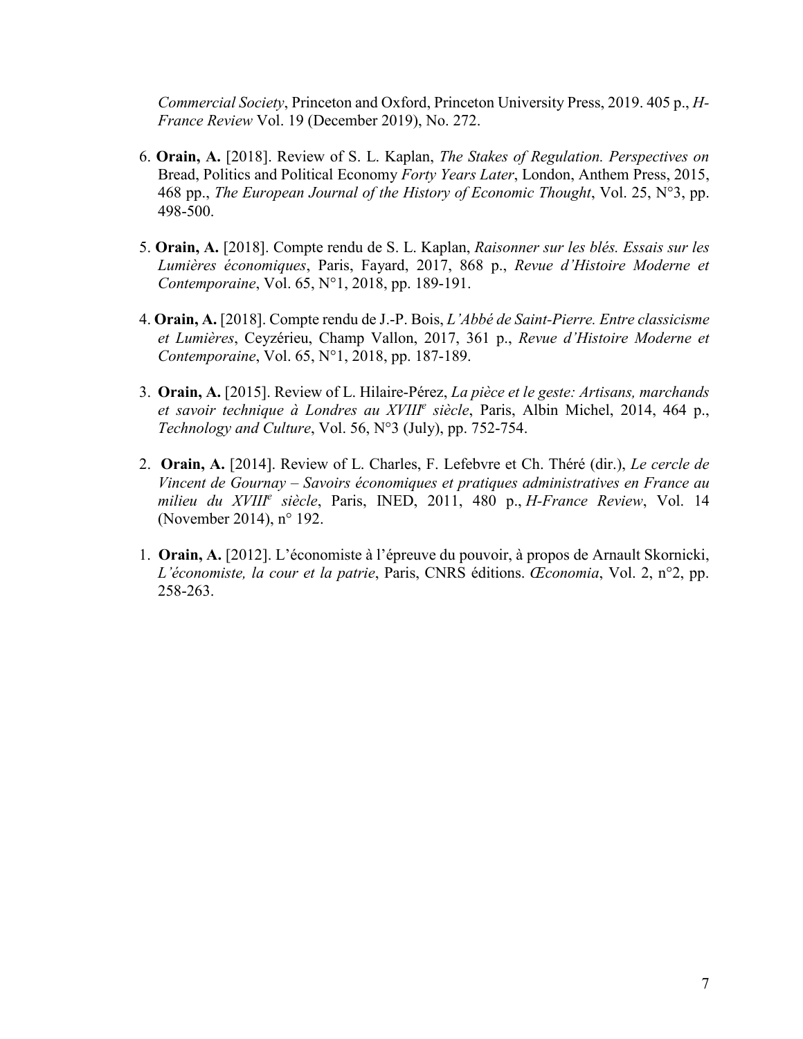*Commercial Society*, Princeton and Oxford, Princeton University Press, 2019. 405 p., *H-France Review* Vol. 19 (December 2019), No. 272.

6. **Orain, A.** [2018]. Review of S. L. Kaplan, *The Stakes of Regulation. Perspectives on* Bread, Politics and Political Economy *Forty Years Later*, London, Anthem Press, 2015, 468 pp., *The European Journal of the History of Economic Thought*, Vol. 25, N°3, pp. 498-500.

5. **Orain, A.** [2018]. Compte rendu de S. L. Kaplan, *Raisonner sur les blés. Essais sur les Lumières économiques*, Paris, Fayard, 2017, 868 p., *Revue d'Histoire Moderne et Contemporaine*, Vol. 65, N°1, 2018, pp. 189-191.

4. **Orain, A.** [2018]. Compte rendu de J.-P. Bois, *L'Abbé de Saint-Pierre. Entre classicisme et Lumières*, Ceyzérieu, Champ Vallon, 2017, 361 p., *Revue d'Histoire Moderne et Contemporaine*, Vol. 65, N°1, 2018, pp. 187-189.

3. **Orain, A.** [2015]. Review of L. Hilaire-Pérez, *La pièce et le geste: Artisans, marchands et savoir technique à Londres au XVIII$^{e}$ siècle*, Paris, Albin Michel, 2014, 464 p., *Technology and Culture*, Vol. 56, N°3 (July), pp. 752-754.

2. **Orain, A.** [2014]. Review of L. Charles, F. Lefebvre et Ch. Théré (dir.), *Le cercle de Vincent de Gournay – Savoirs économiques et pratiques administratives en France au milieu du XVIII$^{e}$ siècle*, Paris, INED, 2011, 480 p., *H-France Review*, Vol. 14 (November 2014), n° 192.

1. **Orain, A.** [2012]. L'économiste à l'épreuve du pouvoir, à propos de Arnault Skornicki, *L'économiste, la cour et la patrie*, Paris, CNRS éditions. *Œconomia*, Vol. 2, n°2, pp. 258-263.